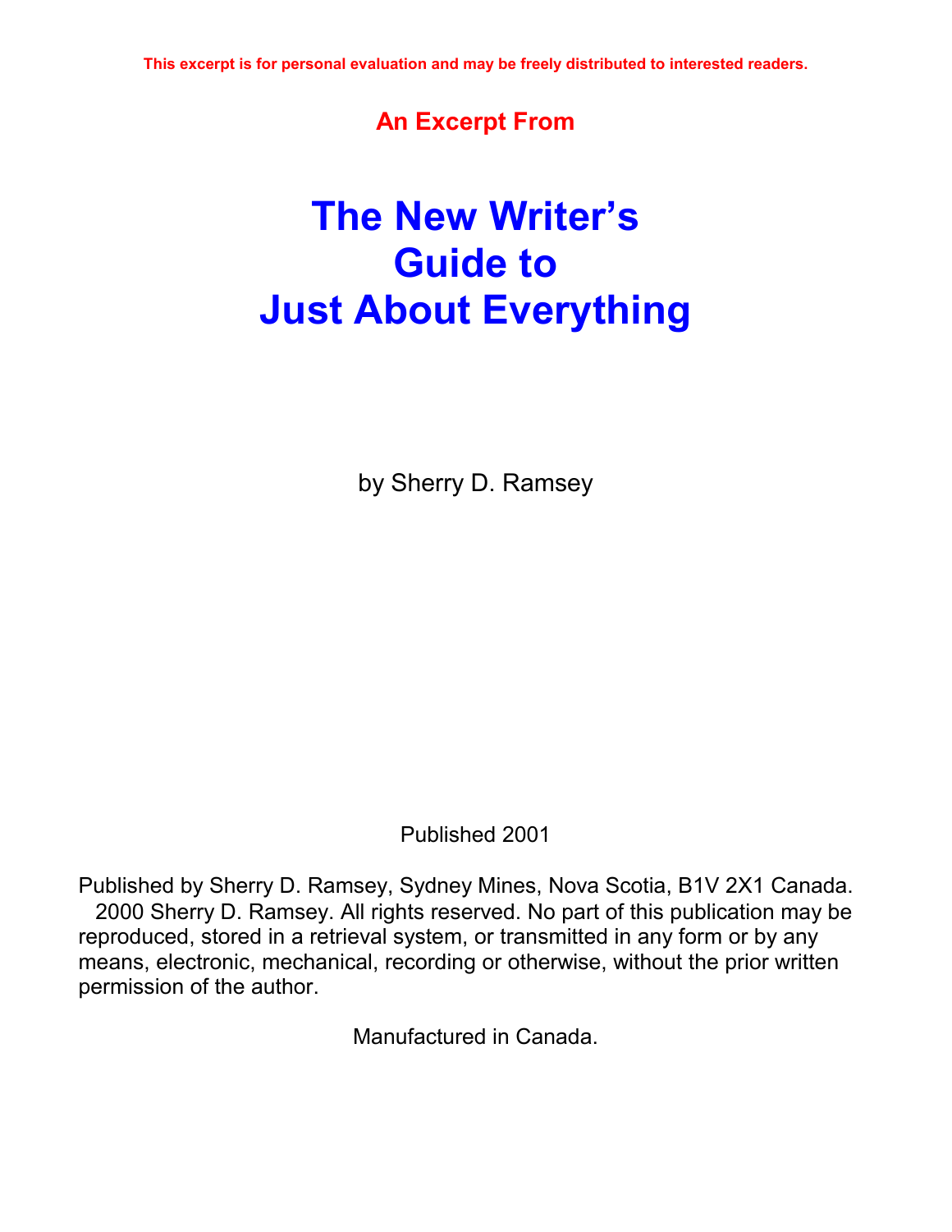**This excerpt is for personal evaluation and may be freely distributed to interested readers.**

**An Excerpt From**

# The New Writer's Guide to Just About Everything

by Sherry D. Ramsey

Published 2001

Published by Sherry D. Ramsey, Sydney Mines, Nova Scotia, B1V 2X1 Canada. 2000 Sherry D. Ramsey. All rights reserved. No part of this publication may be reproduced, stored in a retrieval system, or transmitted in any form or by any means, electronic, mechanical, recording or otherwise, without the prior written permission of the author.

Manufactured in Canada.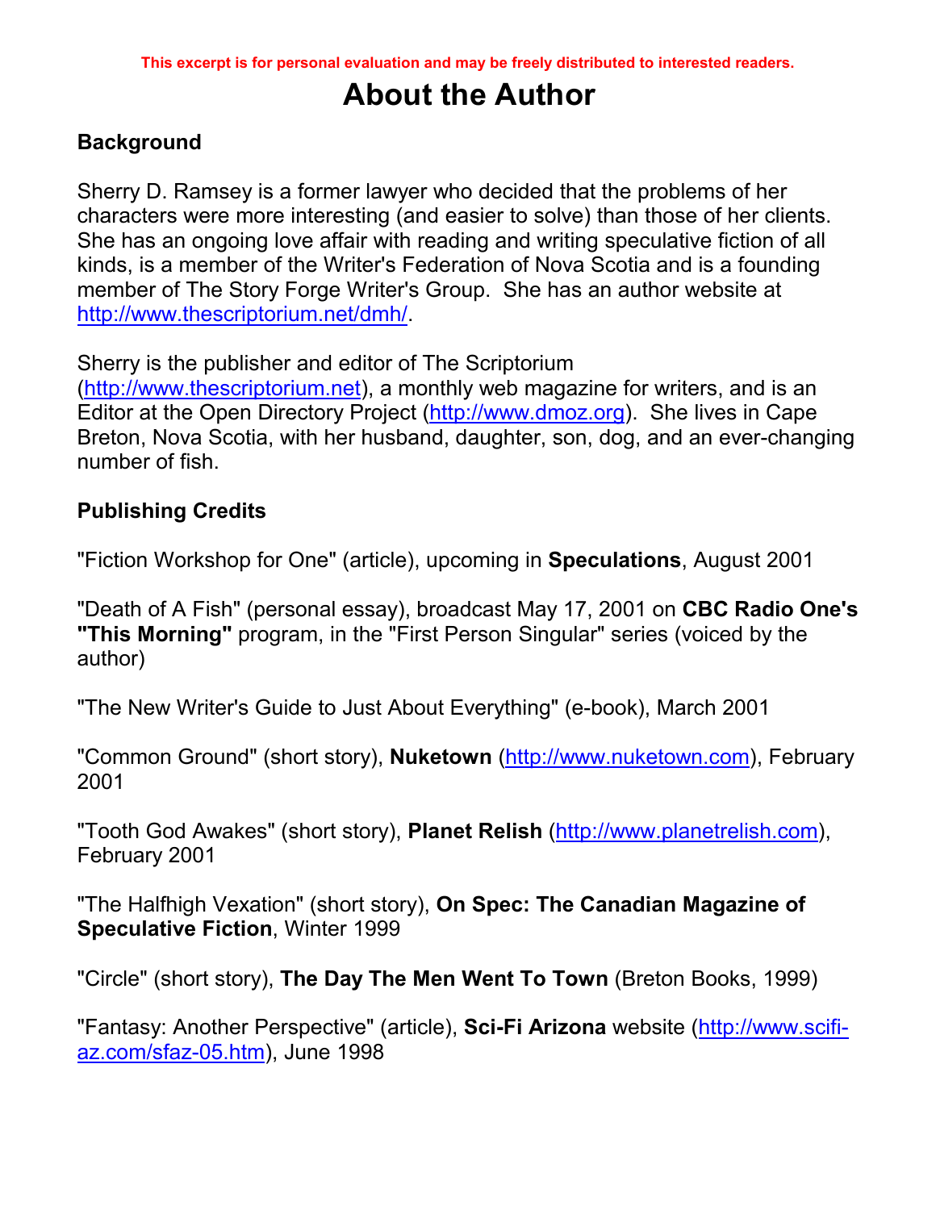This excerpt is for personal evaluation and may be freely distributed to interested readers.

# About the Author

## Background

Sherry D. Ramsey is a former lawyer who decided that the problems of her characters were more interesting (and easier to solve) than those of her clients. She has an ongoing love affair with reading and writing speculative fiction of all kinds, is a member of the Writer's Federation of Nova Scotia and is a founding member of The Story Forge Writer's Group. She has an author website at http://www.thescriptorium.net/dmh/.

Sherry is the publisher and editor of The Scriptorium (http://www.thescriptorium.net), a monthly web magazine for writers, and is an Editor at the Open Directory Project (http://www.dmoz.org). She lives in Cape Breton, Nova Scotia, with her husband, daughter, son, dog, and an ever-changing number of fish.

## Publishing Credits

"Fiction Workshop for One" (article), upcoming in **Speculations**, August 2001

"Death of A Fish" (personal essay), broadcast May 17, 2001 on **CBC Radio One's "This Morning"** program, in the "First Person Singular" series (voiced by the author)

"The New Writer's Guide to Just About Everything" (e-book), March 2001

"Common Ground" (short story), **Nuketown** (http://www.nuketown.com), February 2001

"Tooth God Awakes" (short story), **Planet Relish** (http://www.planetrelish.com), February 2001

"The Halfhigh Vexation" (short story), **On Spec: The Canadian Magazine of Speculative Fiction**, Winter 1999

"Circle" (short story), **The Day The Men Went To Town** (Breton Books, 1999)

"Fantasy: Another Perspective" (article), **Sci-Fi Arizona** website (http://www.scifi-az.com/sfaz-05.htm), June 1998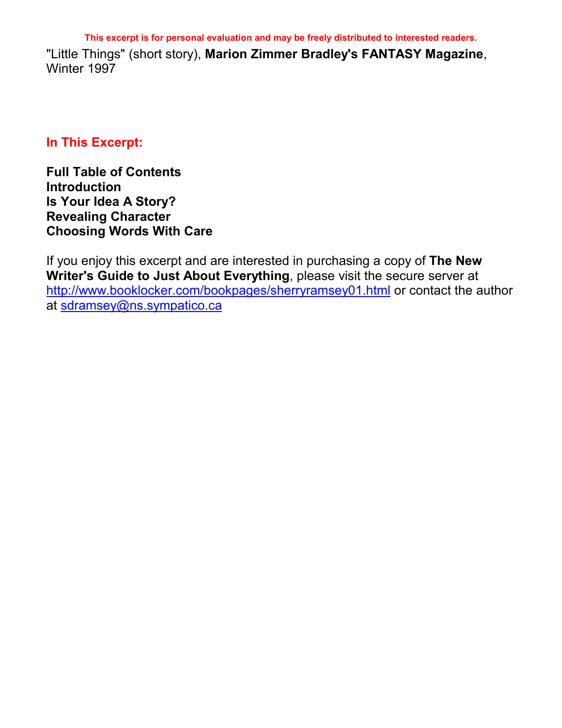**This excerpt is for personal evaluation and may be freely distributed to interested readers.**

"Little Things" (short story), **Marion Zimmer Bradley's FANTASY Magazine**, Winter 1997

## In This Excerpt:

**Full Table of Contents**
**Introduction**
**Is Your Idea A Story?**
**Revealing Character**
**Choosing Words With Care**

If you enjoy this excerpt and are interested in purchasing a copy of **The New Writer's Guide to Just About Everything**, please visit the secure server at http://www.booklocker.com/bookpages/sherryramsey01.html or contact the author at sdramsey@ns.sympatico.ca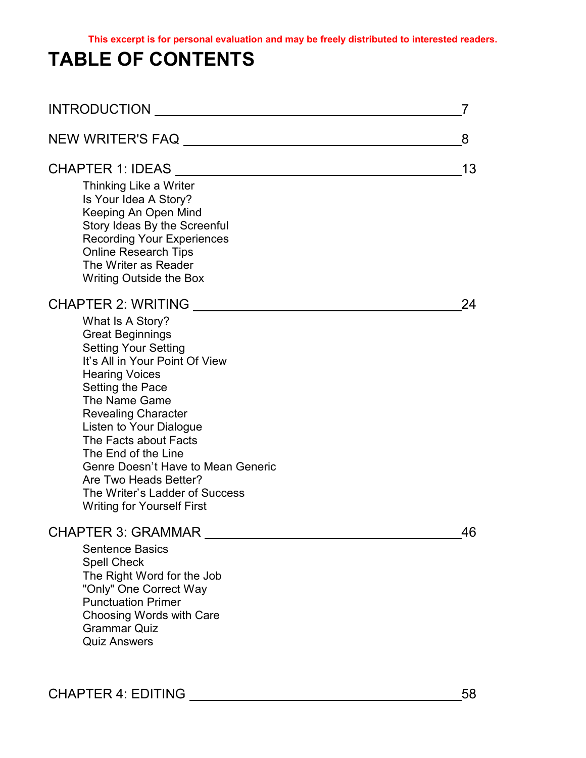This excerpt is for personal evaluation and may be freely distributed to interested readers.

# TABLE OF CONTENTS

INTRODUCTION ........ 7

NEW WRITER'S FAQ ........ 8

CHAPTER 1: IDEAS ........ 13

- Thinking Like a Writer
- Is Your Idea A Story?
- Keeping An Open Mind
- Story Ideas By the Screenful
- Recording Your Experiences
- Online Research Tips
- The Writer as Reader
- Writing Outside the Box

CHAPTER 2: WRITING ........ 24

- What Is A Story?
- Great Beginnings
- Setting Your Setting
- It's All in Your Point Of View
- Hearing Voices
- Setting the Pace
- The Name Game
- Revealing Character
- Listen to Your Dialogue
- The Facts about Facts
- The End of the Line
- Genre Doesn't Have to Mean Generic
- Are Two Heads Better?
- The Writer's Ladder of Success
- Writing for Yourself First

CHAPTER 3: GRAMMAR ........ 46

- Sentence Basics
- Spell Check
- The Right Word for the Job
- "Only" One Correct Way
- Punctuation Primer
- Choosing Words with Care
- Grammar Quiz
- Quiz Answers

CHAPTER 4: EDITING ........ 58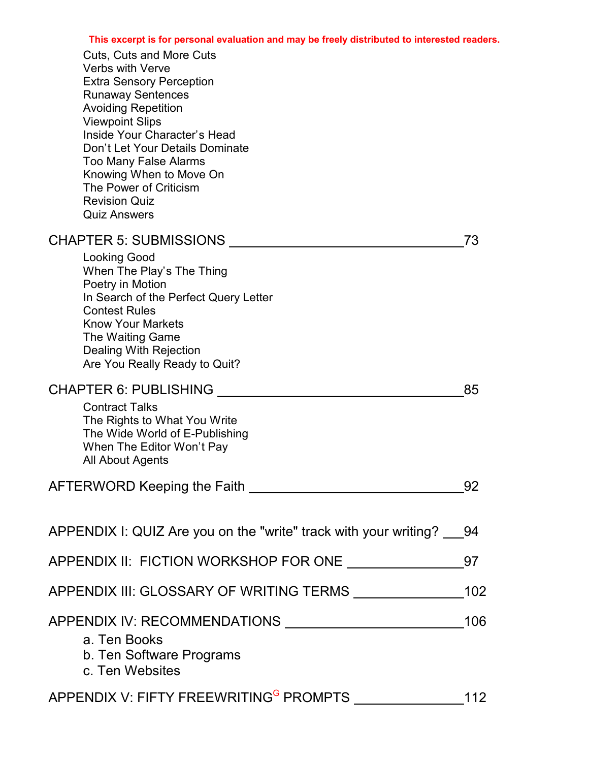This excerpt is for personal evaluation and may be freely distributed to interested readers.

- Cuts, Cuts and More Cuts
- Verbs with Verve
- Extra Sensory Perception
- Runaway Sentences
- Avoiding Repetition
- Viewpoint Slips
- Inside Your Character's Head
- Don't Let Your Details Dominate
- Too Many False Alarms
- Knowing When to Move On
- The Power of Criticism
- Revision Quiz
- Quiz Answers

CHAPTER 5: SUBMISSIONS ________________________________ 73

- Looking Good
- When The Play's The Thing
- Poetry in Motion
- In Search of the Perfect Query Letter
- Contest Rules
- Know Your Markets
- The Waiting Game
- Dealing With Rejection
- Are You Really Ready to Quit?

CHAPTER 6: PUBLISHING ________________________________ 85

- Contract Talks
- The Rights to What You Write
- The Wide World of E-Publishing
- When The Editor Won't Pay
- All About Agents

AFTERWORD Keeping the Faith ____________________________ 92

APPENDIX I: QUIZ Are you on the "write" track with your writing? ___94

APPENDIX II: FICTION WORKSHOP FOR ONE ________________97

APPENDIX III: GLOSSARY OF WRITING TERMS _______________102

APPENDIX IV: RECOMMENDATIONS _________________________106

- a. Ten Books
- b. Ten Software Programs
- c. Ten Websites

APPENDIX V: FIFTY FREEWRITING[G] PROMPTS _______________112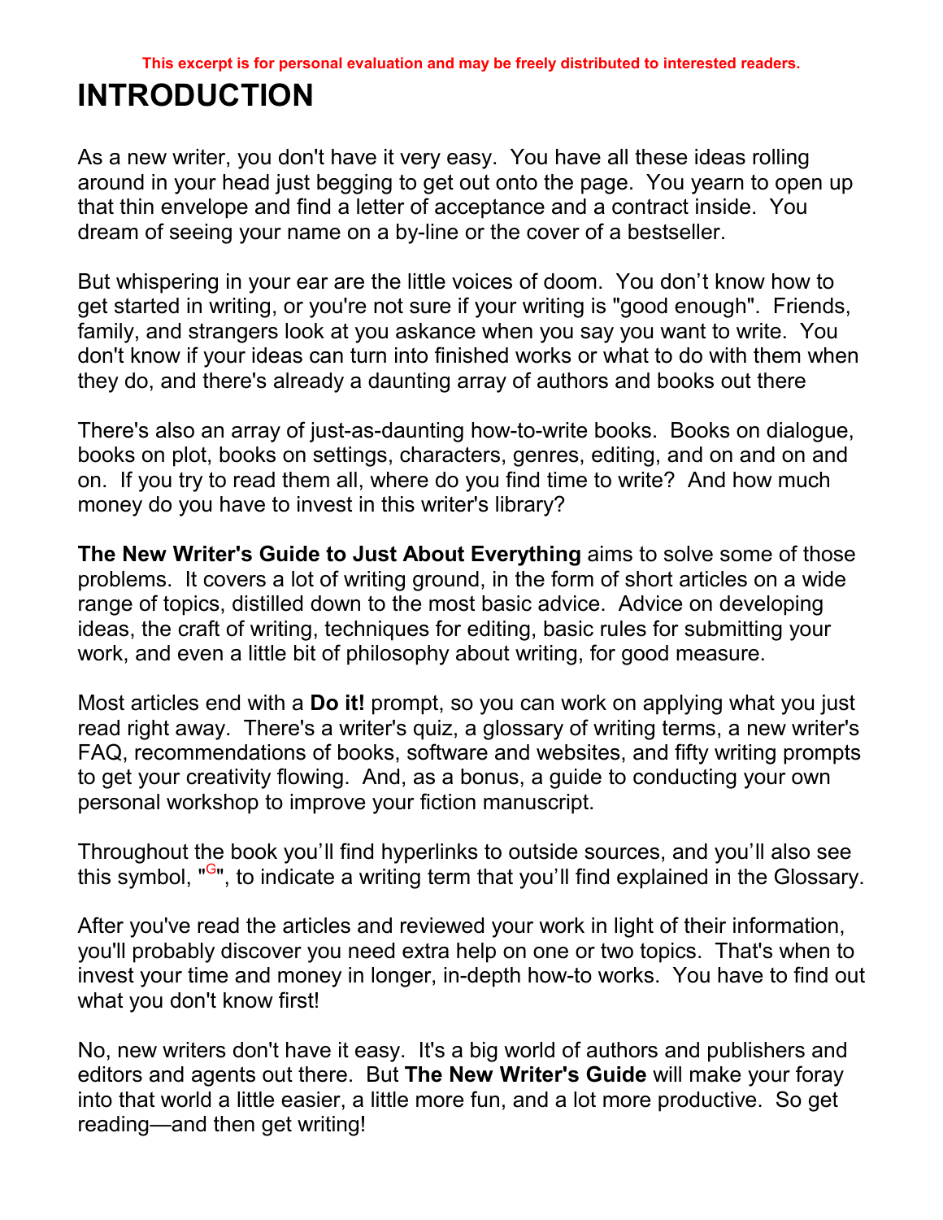This excerpt is for personal evaluation and may be freely distributed to interested readers.

# INTRODUCTION

As a new writer, you don't have it very easy. You have all these ideas rolling around in your head just begging to get out onto the page. You yearn to open up that thin envelope and find a letter of acceptance and a contract inside. You dream of seeing your name on a by-line or the cover of a bestseller.

But whispering in your ear are the little voices of doom. You don't know how to get started in writing, or you're not sure if your writing is "good enough". Friends, family, and strangers look at you askance when you say you want to write. You don't know if your ideas can turn into finished works or what to do with them when they do, and there's already a daunting array of authors and books out there

There's also an array of just-as-daunting how-to-write books. Books on dialogue, books on plot, books on settings, characters, genres, editing, and on and on and on. If you try to read them all, where do you find time to write? And how much money do you have to invest in this writer's library?

**The New Writer's Guide to Just About Everything** aims to solve some of those problems. It covers a lot of writing ground, in the form of short articles on a wide range of topics, distilled down to the most basic advice. Advice on developing ideas, the craft of writing, techniques for editing, basic rules for submitting your work, and even a little bit of philosophy about writing, for good measure.

Most articles end with a **Do it!** prompt, so you can work on applying what you just read right away. There's a writer's quiz, a glossary of writing terms, a new writer's FAQ, recommendations of books, software and websites, and fifty writing prompts to get your creativity flowing. And, as a bonus, a guide to conducting your own personal workshop to improve your fiction manuscript.

Throughout the book you'll find hyperlinks to outside sources, and you'll also see this symbol, "[G]", to indicate a writing term that you'll find explained in the Glossary.

After you've read the articles and reviewed your work in light of their information, you'll probably discover you need extra help on one or two topics. That's when to invest your time and money in longer, in-depth how-to works. You have to find out what you don't know first!

No, new writers don't have it easy. It's a big world of authors and publishers and editors and agents out there. But **The New Writer's Guide** will make your foray into that world a little easier, a little more fun, and a lot more productive. So get reading—and then get writing!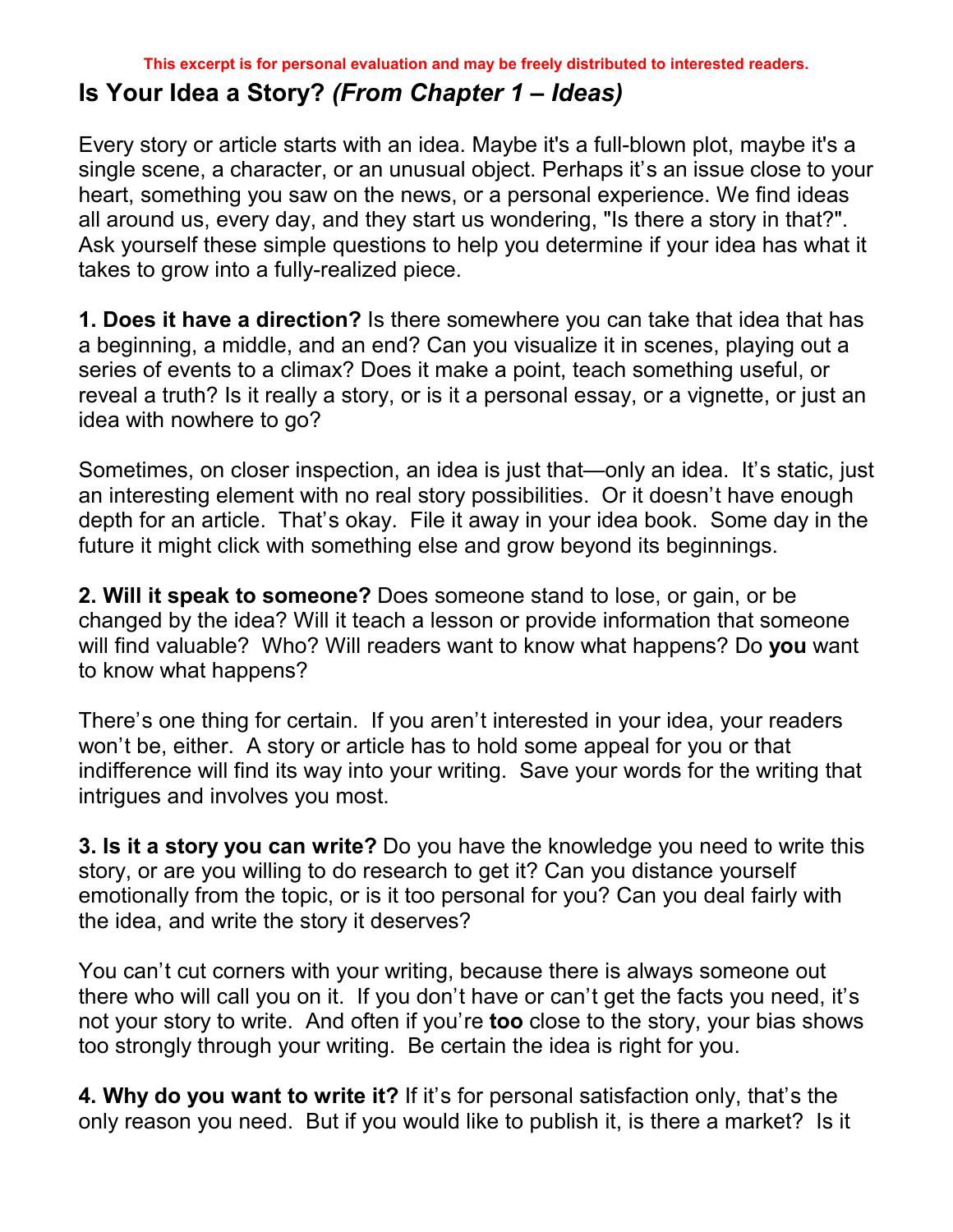This excerpt is for personal evaluation and may be freely distributed to interested readers.

## Is Your Idea a Story? *(From Chapter 1 – Ideas)*

Every story or article starts with an idea. Maybe it's a full-blown plot, maybe it's a single scene, a character, or an unusual object. Perhaps it's an issue close to your heart, something you saw on the news, or a personal experience. We find ideas all around us, every day, and they start us wondering, "Is there a story in that?". Ask yourself these simple questions to help you determine if your idea has what it takes to grow into a fully-realized piece.

**1. Does it have a direction?** Is there somewhere you can take that idea that has a beginning, a middle, and an end? Can you visualize it in scenes, playing out a series of events to a climax? Does it make a point, teach something useful, or reveal a truth? Is it really a story, or is it a personal essay, or a vignette, or just an idea with nowhere to go?

Sometimes, on closer inspection, an idea is just that—only an idea. It's static, just an interesting element with no real story possibilities. Or it doesn't have enough depth for an article. That's okay. File it away in your idea book. Some day in the future it might click with something else and grow beyond its beginnings.

**2. Will it speak to someone?** Does someone stand to lose, or gain, or be changed by the idea? Will it teach a lesson or provide information that someone will find valuable? Who? Will readers want to know what happens? Do **you** want to know what happens?

There's one thing for certain. If you aren't interested in your idea, your readers won't be, either. A story or article has to hold some appeal for you or that indifference will find its way into your writing. Save your words for the writing that intrigues and involves you most.

**3. Is it a story you can write?** Do you have the knowledge you need to write this story, or are you willing to do research to get it? Can you distance yourself emotionally from the topic, or is it too personal for you? Can you deal fairly with the idea, and write the story it deserves?

You can't cut corners with your writing, because there is always someone out there who will call you on it. If you don't have or can't get the facts you need, it's not your story to write. And often if you're **too** close to the story, your bias shows too strongly through your writing. Be certain the idea is right for you.

**4. Why do you want to write it?** If it's for personal satisfaction only, that's the only reason you need. But if you would like to publish it, is there a market? Is it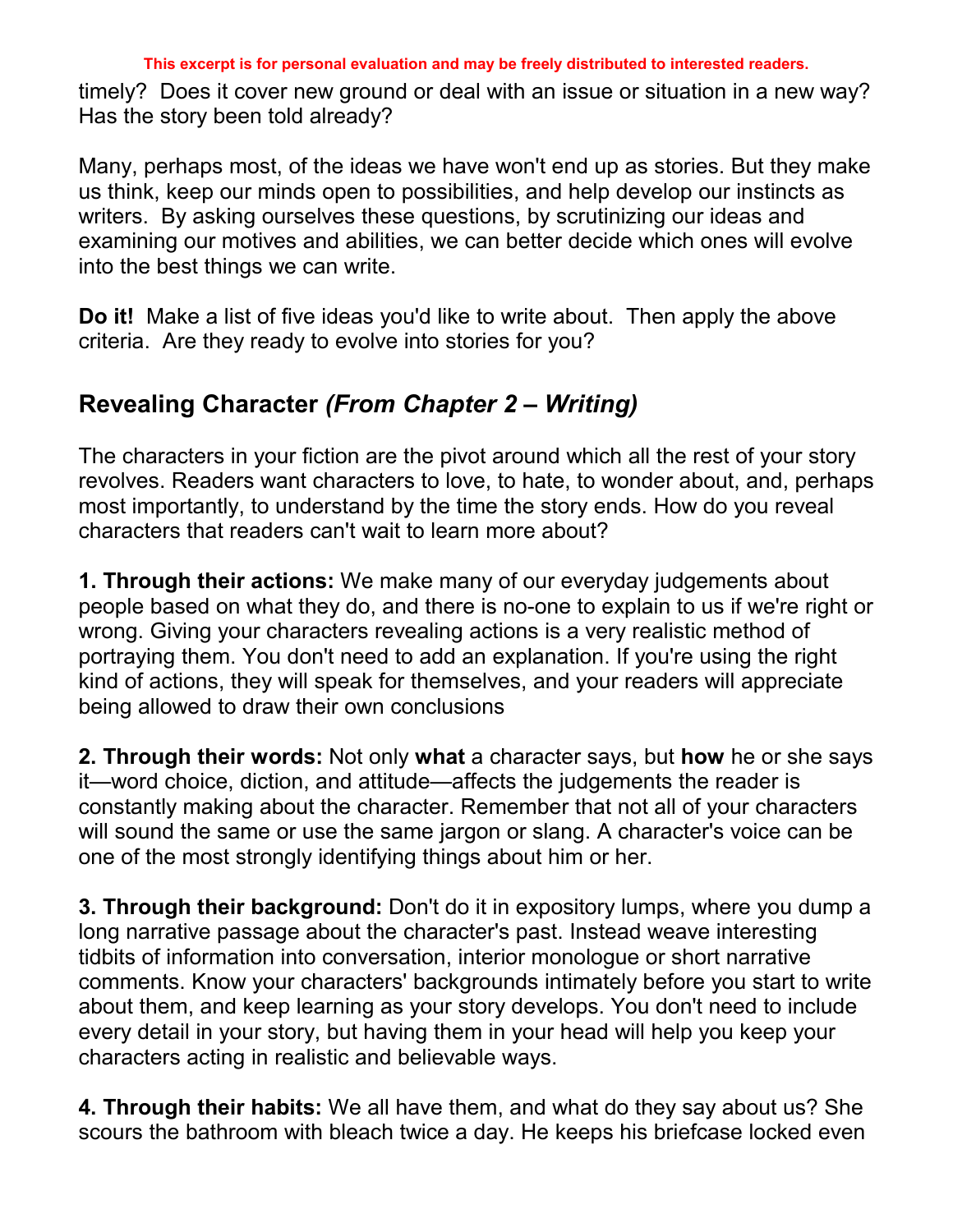timely? Does it cover new ground or deal with an issue or situation in a new way? Has the story been told already?

Many, perhaps most, of the ideas we have won't end up as stories. But they make us think, keep our minds open to possibilities, and help develop our instincts as writers. By asking ourselves these questions, by scrutinizing our ideas and examining our motives and abilities, we can better decide which ones will evolve into the best things we can write.

**Do it!** Make a list of five ideas you'd like to write about. Then apply the above criteria. Are they ready to evolve into stories for you?

## Revealing Character *(From Chapter 2 – Writing)*

The characters in your fiction are the pivot around which all the rest of your story revolves. Readers want characters to love, to hate, to wonder about, and, perhaps most importantly, to understand by the time the story ends. How do you reveal characters that readers can't wait to learn more about?

**1. Through their actions:** We make many of our everyday judgements about people based on what they do, and there is no-one to explain to us if we're right or wrong. Giving your characters revealing actions is a very realistic method of portraying them. You don't need to add an explanation. If you're using the right kind of actions, they will speak for themselves, and your readers will appreciate being allowed to draw their own conclusions

**2. Through their words:** Not only **what** a character says, but **how** he or she says it—word choice, diction, and attitude—affects the judgements the reader is constantly making about the character. Remember that not all of your characters will sound the same or use the same jargon or slang. A character's voice can be one of the most strongly identifying things about him or her.

**3. Through their background:** Don't do it in expository lumps, where you dump a long narrative passage about the character's past. Instead weave interesting tidbits of information into conversation, interior monologue or short narrative comments. Know your characters' backgrounds intimately before you start to write about them, and keep learning as your story develops. You don't need to include every detail in your story, but having them in your head will help you keep your characters acting in realistic and believable ways.

**4. Through their habits:** We all have them, and what do they say about us? She scours the bathroom with bleach twice a day. He keeps his briefcase locked even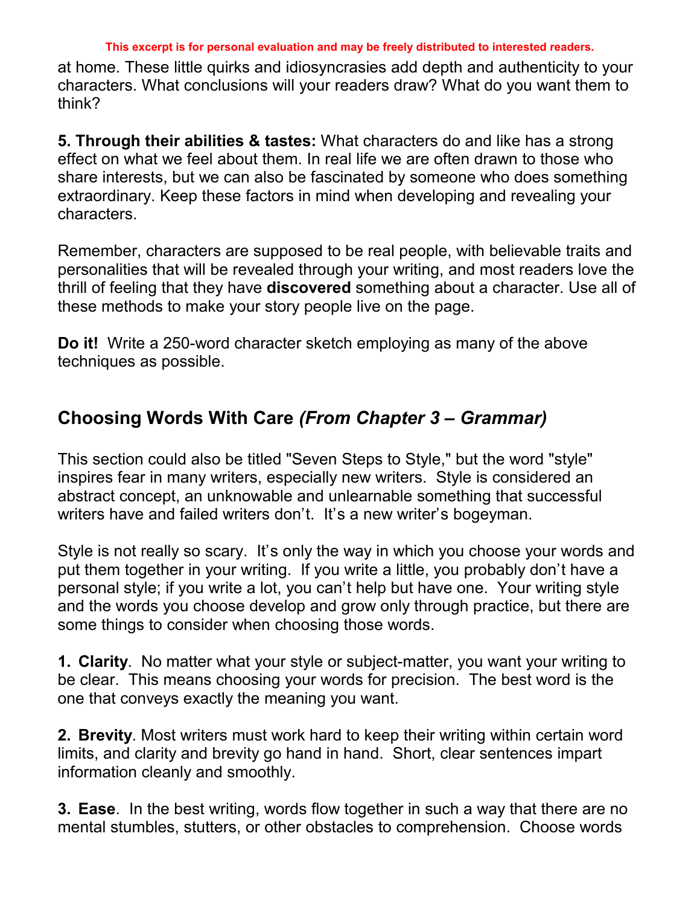at home. These little quirks and idiosyncrasies add depth and authenticity to your characters. What conclusions will your readers draw? What do you want them to think?

**5. Through their abilities & tastes:** What characters do and like has a strong effect on what we feel about them. In real life we are often drawn to those who share interests, but we can also be fascinated by someone who does something extraordinary. Keep these factors in mind when developing and revealing your characters.

Remember, characters are supposed to be real people, with believable traits and personalities that will be revealed through your writing, and most readers love the thrill of feeling that they have **discovered** something about a character. Use all of these methods to make your story people live on the page.

**Do it!** Write a 250-word character sketch employing as many of the above techniques as possible.

## Choosing Words With Care *(From Chapter 3 – Grammar)*

This section could also be titled "Seven Steps to Style," but the word "style" inspires fear in many writers, especially new writers. Style is considered an abstract concept, an unknowable and unlearnable something that successful writers have and failed writers don't. It's a new writer's bogeyman.

Style is not really so scary. It's only the way in which you choose your words and put them together in your writing. If you write a little, you probably don't have a personal style; if you write a lot, you can't help but have one. Your writing style and the words you choose develop and grow only through practice, but there are some things to consider when choosing those words.

**1. Clarity**. No matter what your style or subject-matter, you want your writing to be clear. This means choosing your words for precision. The best word is the one that conveys exactly the meaning you want.

**2. Brevity**. Most writers must work hard to keep their writing within certain word limits, and clarity and brevity go hand in hand. Short, clear sentences impart information cleanly and smoothly.

**3. Ease**. In the best writing, words flow together in such a way that there are no mental stumbles, stutters, or other obstacles to comprehension. Choose words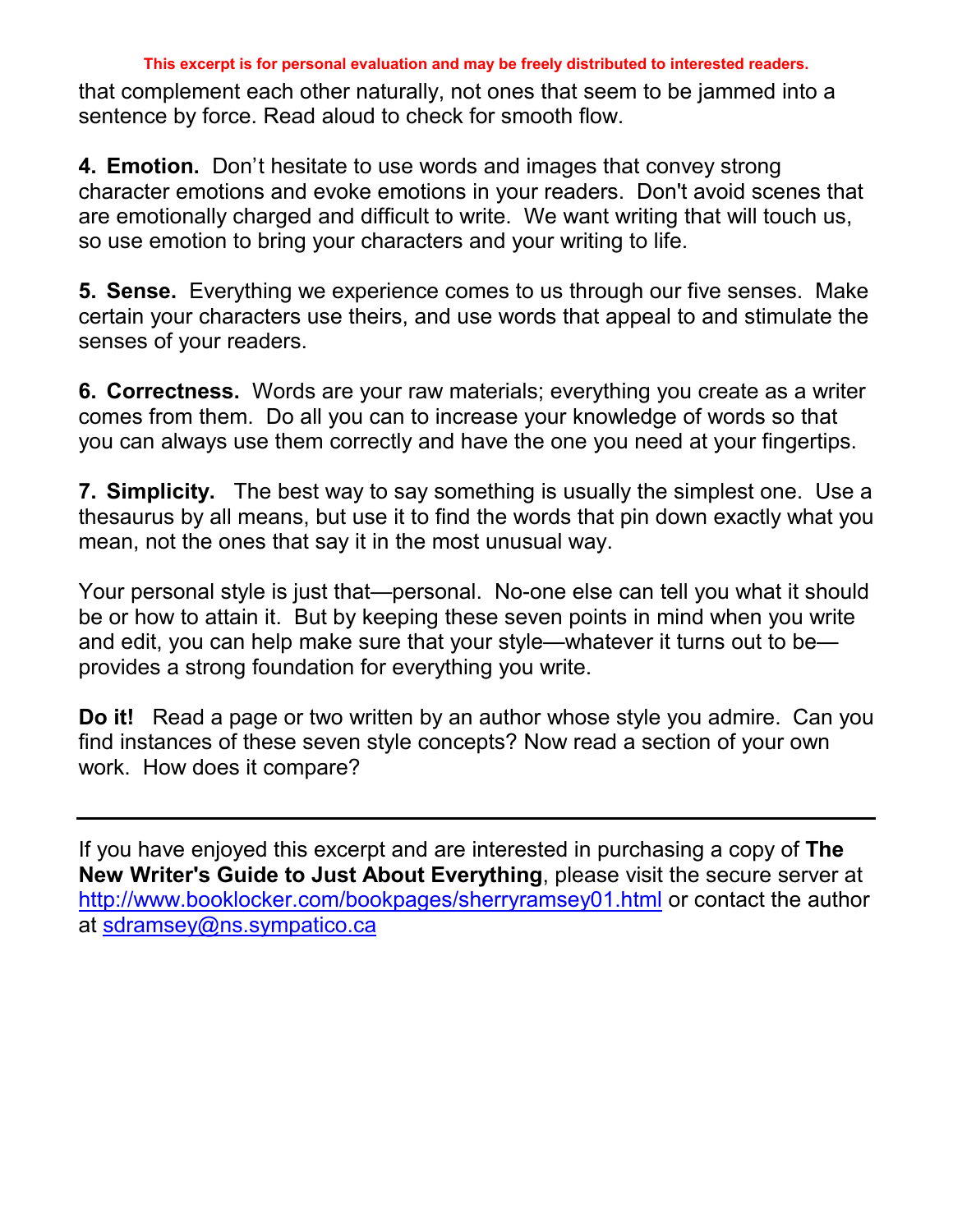that complement each other naturally, not ones that seem to be jammed into a sentence by force. Read aloud to check for smooth flow.

**4. Emotion.** Don't hesitate to use words and images that convey strong character emotions and evoke emotions in your readers. Don't avoid scenes that are emotionally charged and difficult to write. We want writing that will touch us, so use emotion to bring your characters and your writing to life.

**5. Sense.** Everything we experience comes to us through our five senses. Make certain your characters use theirs, and use words that appeal to and stimulate the senses of your readers.

**6. Correctness.** Words are your raw materials; everything you create as a writer comes from them. Do all you can to increase your knowledge of words so that you can always use them correctly and have the one you need at your fingertips.

**7. Simplicity.** The best way to say something is usually the simplest one. Use a thesaurus by all means, but use it to find the words that pin down exactly what you mean, not the ones that say it in the most unusual way.

Your personal style is just that—personal. No-one else can tell you what it should be or how to attain it. But by keeping these seven points in mind when you write and edit, you can help make sure that your style—whatever it turns out to be—provides a strong foundation for everything you write.

**Do it!** Read a page or two written by an author whose style you admire. Can you find instances of these seven style concepts? Now read a section of your own work. How does it compare?

---

If you have enjoyed this excerpt and are interested in purchasing a copy of **The New Writer's Guide to Just About Everything**, please visit the secure server at http://www.booklocker.com/bookpages/sherryramsey01.html or contact the author at sdramsey@ns.sympatico.ca